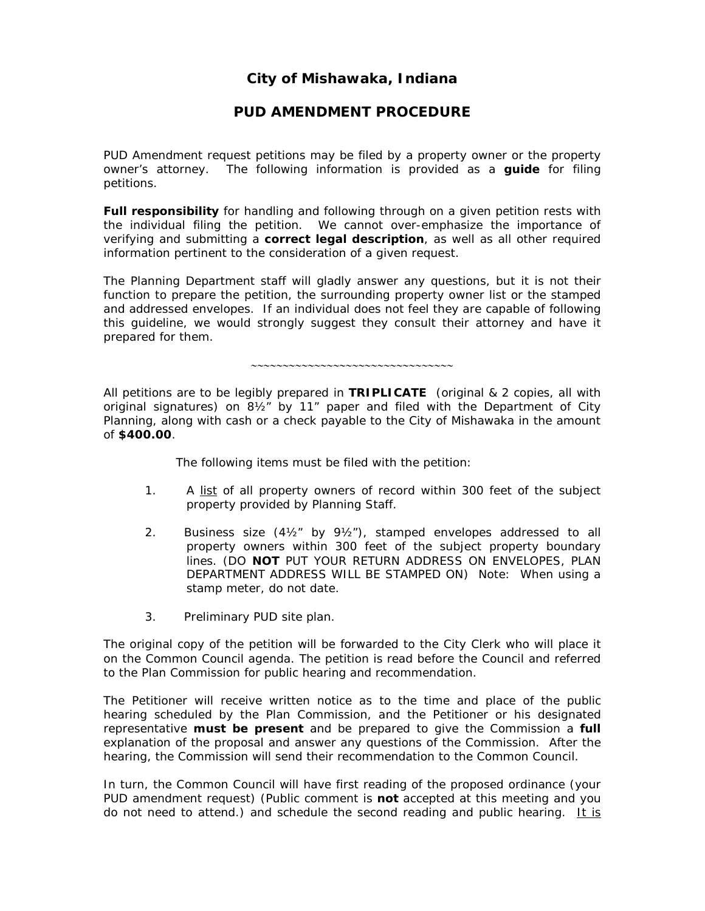# City of Mishawaka, Indiana

## PUD AMENDMENT PROCEDURE

PUD Amendment request petitions may be filed by a property owner or the property owner's attorney. The following information is provided as a **guide** for filing petitions.

**Full responsibility** for handling and following through on a given petition rests with the individual filing the petition. We cannot over-emphasize the importance of verifying and submitting a **correct legal description**, as well as all other required information pertinent to the consideration of a given request.

The Planning Department staff will gladly answer any questions, but it is not their function to prepare the petition, the surrounding property owner list or the stamped and addressed envelopes. If an individual does not feel they are capable of following this guideline, we would strongly suggest they consult their attorney and have it prepared for them.

~~~~~~~~~~~~~~~~~~~~~~~~~~~~~~~~~~

All petitions are to be legibly prepared in **TRIPLICATE** (original & 2 copies, all with original signatures) on 8½" by 11" paper and filed with the Department of City Planning, along with cash or a check payable to the City of Mishawaka in the amount of **$400.00**.

The following items must be filed with the petition:

1. A <u>list</u> of all property owners of record within 300 feet of the subject property provided by Planning Staff.
2. Business size (4½" by 9½"), stamped envelopes addressed to all property owners within 300 feet of the subject property boundary lines. (DO **NOT** PUT YOUR RETURN ADDRESS ON ENVELOPES, PLAN DEPARTMENT ADDRESS WILL BE STAMPED ON) Note: When using a stamp meter, do not date.
3. Preliminary PUD site plan.

The original copy of the petition will be forwarded to the City Clerk who will place it on the Common Council agenda. The petition is read before the Council and referred to the Plan Commission for public hearing and recommendation.

The Petitioner will receive written notice as to the time and place of the public hearing scheduled by the Plan Commission, and the Petitioner or his designated representative **must be present** and be prepared to give the Commission a **full** explanation of the proposal and answer any questions of the Commission. After the hearing, the Commission will send their recommendation to the Common Council.

In turn, the Common Council will have first reading of the proposed ordinance (your PUD amendment request) (Public comment is **not** accepted at this meeting and you do not need to attend.) and schedule the second reading and public hearing. <u>It is</u>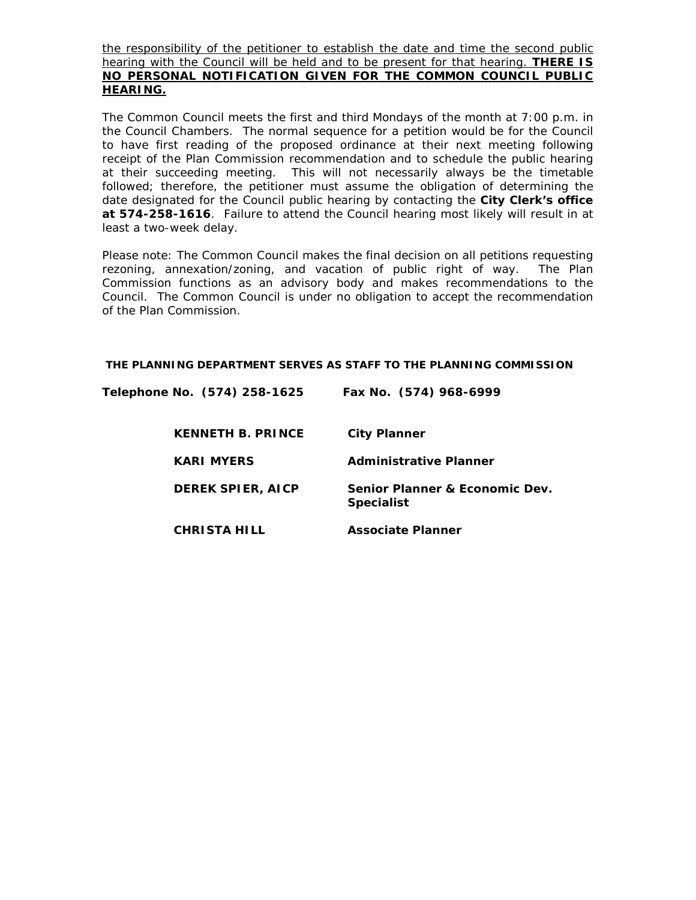the responsibility of the petitioner to establish the date and time the second public hearing with the Council will be held and to be present for that hearing. **THERE IS NO PERSONAL NOTIFICATION GIVEN FOR THE COMMON COUNCIL PUBLIC HEARING.**

The Common Council meets the first and third Mondays of the month at 7:00 p.m. in the Council Chambers. The normal sequence for a petition would be for the Council to have first reading of the proposed ordinance at their next meeting following receipt of the Plan Commission recommendation and to schedule the public hearing at their succeeding meeting. This will not necessarily always be the timetable followed; therefore, the petitioner must assume the obligation of determining the date designated for the Council public hearing by contacting the **City Clerk's office at 574-258-1616**. Failure to attend the Council hearing most likely will result in at least a two-week delay.

Please note: The Common Council makes the final decision on all petitions requesting rezoning, annexation/zoning, and vacation of public right of way. The Plan Commission functions as an advisory body and makes recommendations to the Council. The Common Council is under no obligation to accept the recommendation of the Plan Commission.

**THE PLANNING DEPARTMENT SERVES AS STAFF TO THE PLANNING COMMISSION**

**Telephone No. (574) 258-1625** **Fax No. (574) 968-6999**

| | |
|---|---|
| **KENNETH B. PRINCE** | **City Planner** |
| **KARI MYERS** | **Administrative Planner** |
| **DEREK SPIER, AICP** | **Senior Planner & Economic Dev. Specialist** |
| **CHRISTA HILL** | **Associate Planner** |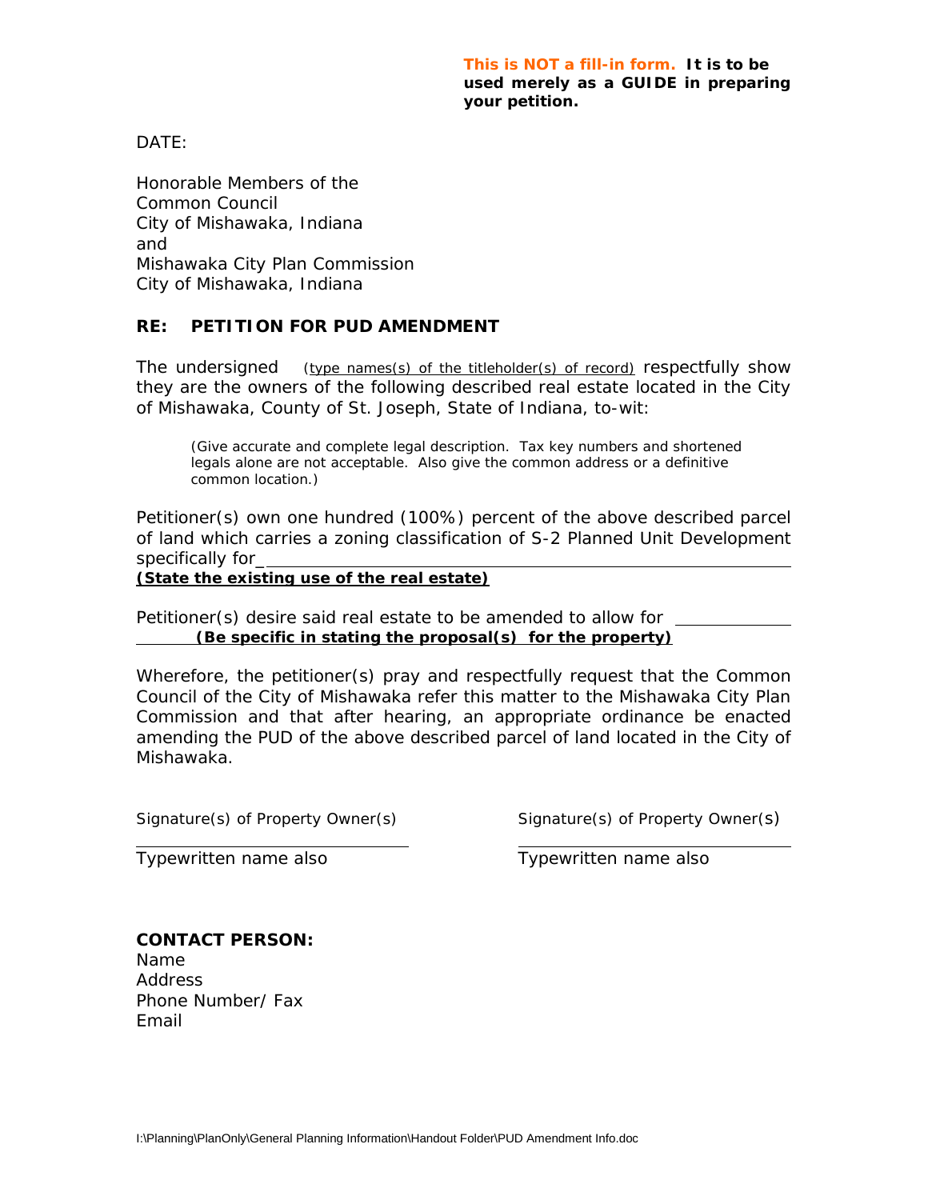**This is NOT a fill-in form. It is to be used merely as a GUIDE in preparing your petition.**

DATE:

Honorable Members of the
Common Council
City of Mishawaka, Indiana
and
Mishawaka City Plan Commission
City of Mishawaka, Indiana

**RE: PETITION FOR PUD AMENDMENT**

The undersigned (type names(s) of the titleholder(s) of record) respectfully show they are the owners of the following described real estate located in the City of Mishawaka, County of St. Joseph, State of Indiana, to-wit:

> (Give accurate and complete legal description. Tax key numbers and shortened legals alone are not acceptable. Also give the common address or a definitive common location.)

Petitioner(s) own one hundred (100%) percent of the above described parcel of land which carries a zoning classification of S-2 Planned Unit Development specifically for_________________________________________________
**(State the existing use of the real estate)**

Petitioner(s) desire said real estate to be amended to allow for ____________
**(Be specific in stating the proposal(s) for the property)**

Wherefore, the petitioner(s) pray and respectfully request that the Common Council of the City of Mishawaka refer this matter to the Mishawaka City Plan Commission and that after hearing, an appropriate ordinance be enacted amending the PUD of the above described parcel of land located in the City of Mishawaka.

Signature(s) of Property Owner(s)

_______________________________
Typewritten name also

Signature(s) of Property Owner(s)

_______________________________
Typewritten name also

**CONTACT PERSON:**
Name
Address
Phone Number/ Fax
Email

I:\Planning\PlanOnly\General Planning Information\Handout Folder\PUD Amendment Info.doc